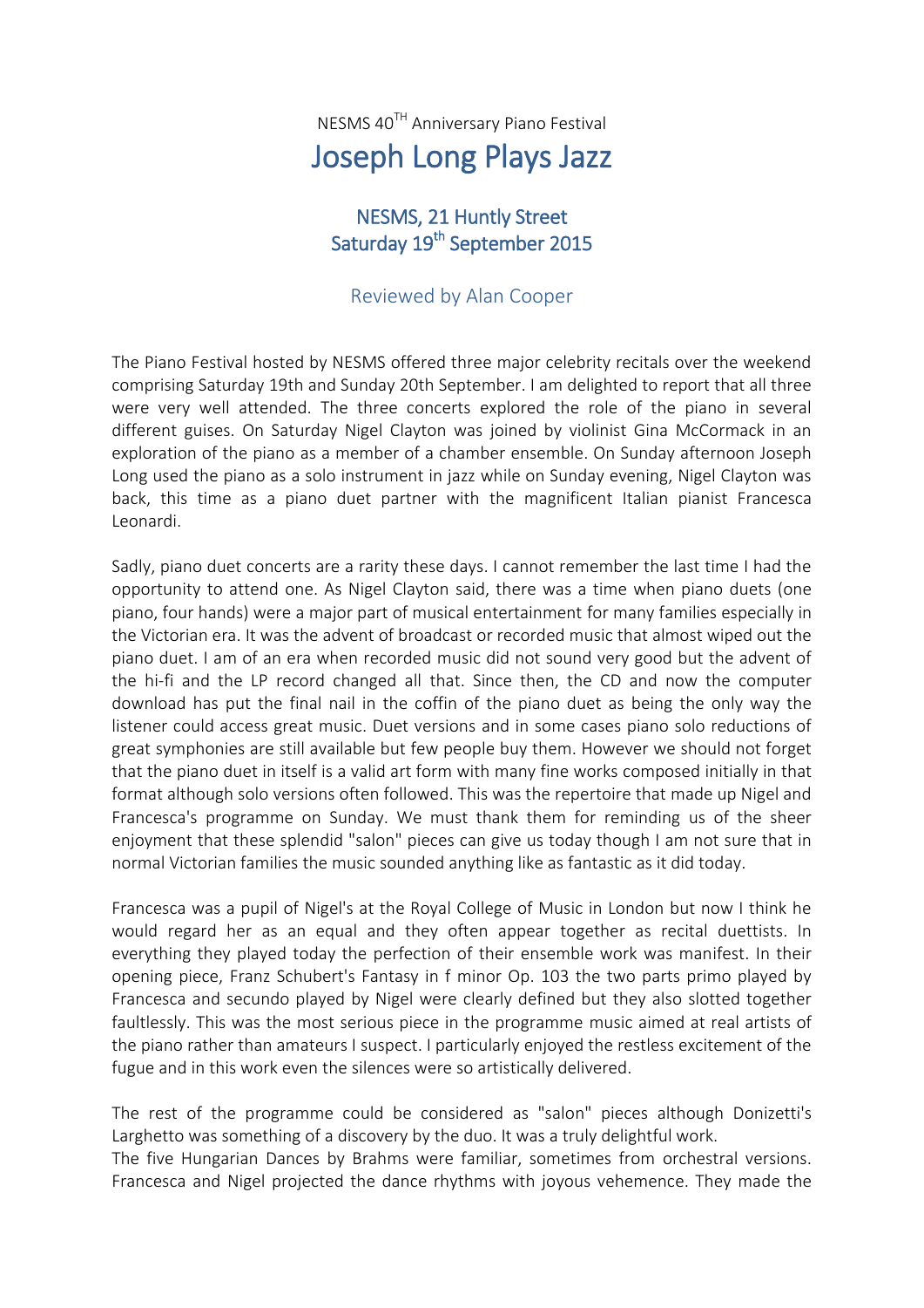NESMS 40TH Anniversary Piano Festival

# Joseph Long Plays Jazz

## NESMS, 21 Huntly Street
## Saturday 19th September 2015

### Reviewed by Alan Cooper

The Piano Festival hosted by NESMS offered three major celebrity recitals over the weekend comprising Saturday 19th and Sunday 20th September. I am delighted to report that all three were very well attended. The three concerts explored the role of the piano in several different guises. On Saturday Nigel Clayton was joined by violinist Gina McCormack in an exploration of the piano as a member of a chamber ensemble. On Sunday afternoon Joseph Long used the piano as a solo instrument in jazz while on Sunday evening, Nigel Clayton was back, this time as a piano duet partner with the magnificent Italian pianist Francesca Leonardi.

Sadly, piano duet concerts are a rarity these days. I cannot remember the last time I had the opportunity to attend one. As Nigel Clayton said, there was a time when piano duets (one piano, four hands) were a major part of musical entertainment for many families especially in the Victorian era. It was the advent of broadcast or recorded music that almost wiped out the piano duet. I am of an era when recorded music did not sound very good but the advent of the hi-fi and the LP record changed all that. Since then, the CD and now the computer download has put the final nail in the coffin of the piano duet as being the only way the listener could access great music. Duet versions and in some cases piano solo reductions of great symphonies are still available but few people buy them. However we should not forget that the piano duet in itself is a valid art form with many fine works composed initially in that format although solo versions often followed. This was the repertoire that made up Nigel and Francesca's programme on Sunday. We must thank them for reminding us of the sheer enjoyment that these splendid "salon" pieces can give us today though I am not sure that in normal Victorian families the music sounded anything like as fantastic as it did today.

Francesca was a pupil of Nigel's at the Royal College of Music in London but now I think he would regard her as an equal and they often appear together as recital duettists. In everything they played today the perfection of their ensemble work was manifest. In their opening piece, Franz Schubert's Fantasy in f minor Op. 103 the two parts primo played by Francesca and secundo played by Nigel were clearly defined but they also slotted together faultlessly. This was the most serious piece in the programme music aimed at real artists of the piano rather than amateurs I suspect. I particularly enjoyed the restless excitement of the fugue and in this work even the silences were so artistically delivered.

The rest of the programme could be considered as "salon" pieces although Donizetti's Larghetto was something of a discovery by the duo. It was a truly delightful work.
The five Hungarian Dances by Brahms were familiar, sometimes from orchestral versions. Francesca and Nigel projected the dance rhythms with joyous vehemence. They made the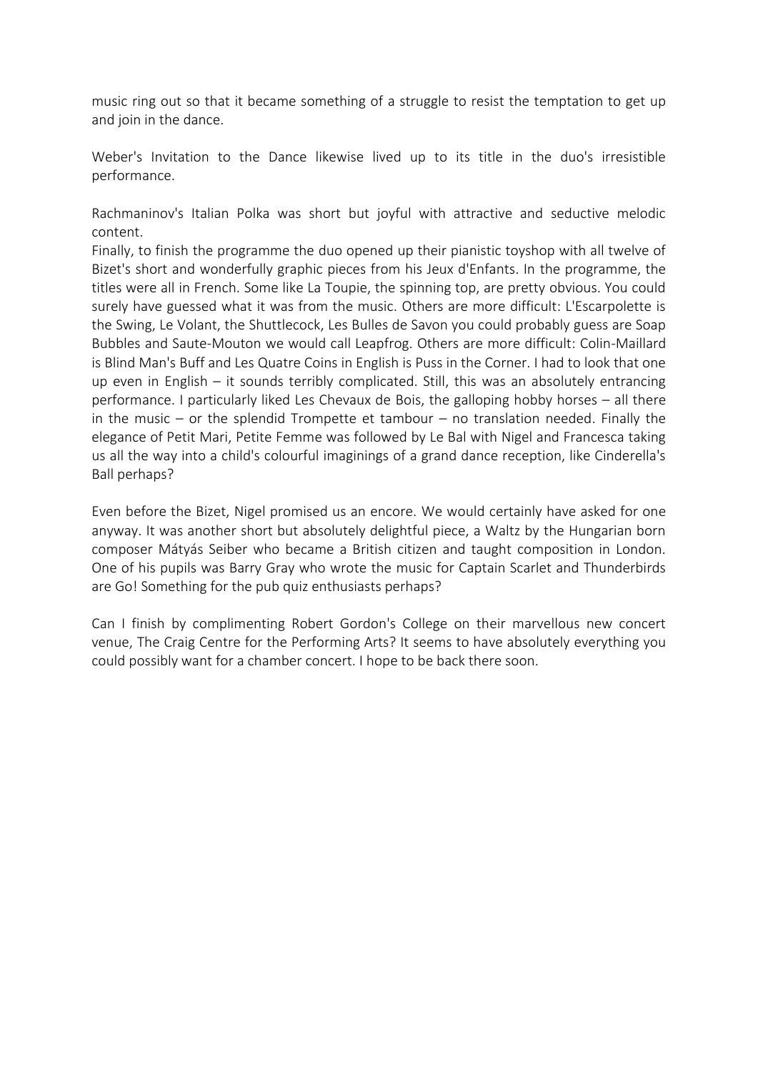music ring out so that it became something of a struggle to resist the temptation to get up and join in the dance.

Weber's Invitation to the Dance likewise lived up to its title in the duo's irresistible performance.

Rachmaninov's Italian Polka was short but joyful with attractive and seductive melodic content.
Finally, to finish the programme the duo opened up their pianistic toyshop with all twelve of Bizet's short and wonderfully graphic pieces from his Jeux d'Enfants. In the programme, the titles were all in French. Some like La Toupie, the spinning top, are pretty obvious. You could surely have guessed what it was from the music. Others are more difficult: L'Escarpolette is the Swing, Le Volant, the Shuttlecock, Les Bulles de Savon you could probably guess are Soap Bubbles and Saute-Mouton we would call Leapfrog. Others are more difficult: Colin-Maillard is Blind Man's Buff and Les Quatre Coins in English is Puss in the Corner. I had to look that one up even in English – it sounds terribly complicated. Still, this was an absolutely entrancing performance. I particularly liked Les Chevaux de Bois, the galloping hobby horses – all there in the music – or the splendid Trompette et tambour – no translation needed. Finally the elegance of Petit Mari, Petite Femme was followed by Le Bal with Nigel and Francesca taking us all the way into a child's colourful imaginings of a grand dance reception, like Cinderella's Ball perhaps?

Even before the Bizet, Nigel promised us an encore. We would certainly have asked for one anyway. It was another short but absolutely delightful piece, a Waltz by the Hungarian born composer Mátyás Seiber who became a British citizen and taught composition in London. One of his pupils was Barry Gray who wrote the music for Captain Scarlet and Thunderbirds are Go! Something for the pub quiz enthusiasts perhaps?

Can I finish by complimenting Robert Gordon's College on their marvellous new concert venue, The Craig Centre for the Performing Arts? It seems to have absolutely everything you could possibly want for a chamber concert. I hope to be back there soon.